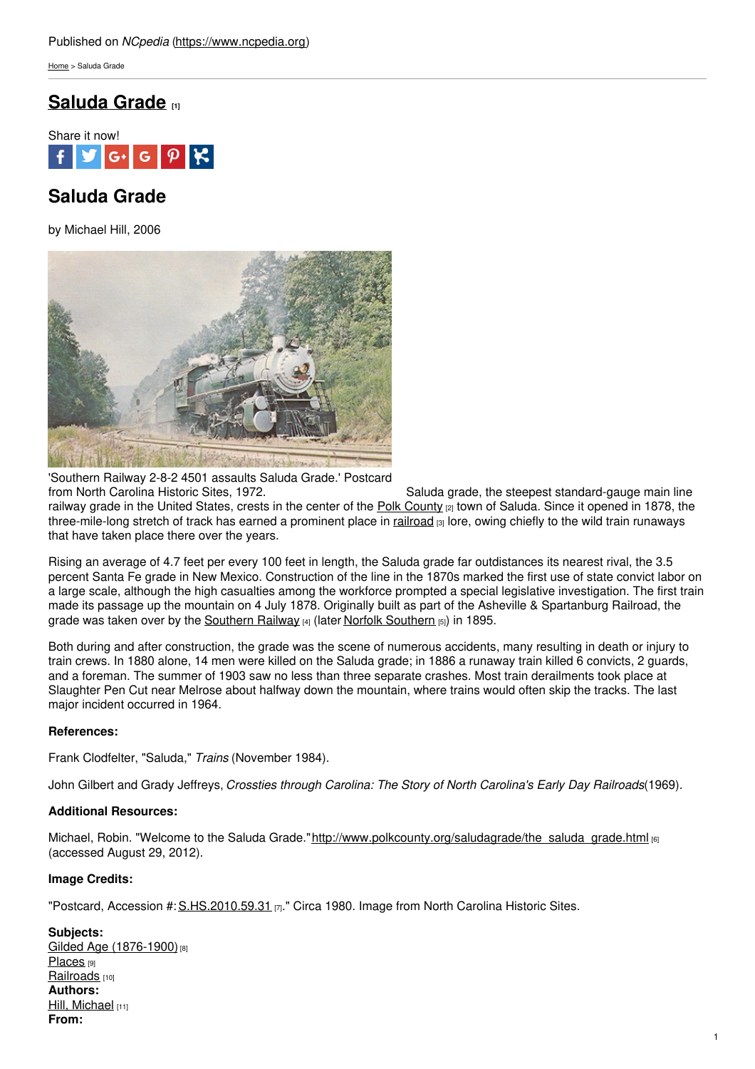Published on *NCpedia* (https://www.ncpedia.org)

Home > Saluda Grade

# Saluda Grade [1]

Share it now!

## Saluda Grade

by Michael Hill, 2006

'Southern Railway 2-8-2 4501 assaults Saluda Grade.' Postcard from North Carolina Historic Sites, 1972.

Saluda grade, the steepest standard-gauge main line railway grade in the United States, crests in the center of the Polk County [2] town of Saluda. Since it opened in 1878, the three-mile-long stretch of track has earned a prominent place in railroad [3] lore, owing chiefly to the wild train runaways that have taken place there over the years.

Rising an average of 4.7 feet per every 100 feet in length, the Saluda grade far outdistances its nearest rival, the 3.5 percent Santa Fe grade in New Mexico. Construction of the line in the 1870s marked the first use of state convict labor on a large scale, although the high casualties among the workforce prompted a special legislative investigation. The first train made its passage up the mountain on 4 July 1878. Originally built as part of the Asheville & Spartanburg Railroad, the grade was taken over by the Southern Railway [4] (later Norfolk Southern [5]) in 1895.

Both during and after construction, the grade was the scene of numerous accidents, many resulting in death or injury to train crews. In 1880 alone, 14 men were killed on the Saluda grade; in 1886 a runaway train killed 6 convicts, 2 guards, and a foreman. The summer of 1903 saw no less than three separate crashes. Most train derailments took place at Slaughter Pen Cut near Melrose about halfway down the mountain, where trains would often skip the tracks. The last major incident occurred in 1964.

**References:**

Frank Clodfelter, "Saluda," *Trains* (November 1984).

John Gilbert and Grady Jeffreys, *Crossties through Carolina: The Story of North Carolina's Early Day Railroads*(1969).

**Additional Resources:**

Michael, Robin. "Welcome to the Saluda Grade."http://www.polkcounty.org/saludagrade/the_saluda_grade.html [6] (accessed August 29, 2012).

**Image Credits:**

"Postcard, Accession #: S.HS.2010.59.31 [7]." Circa 1980. Image from North Carolina Historic Sites.

**Subjects:**
Gilded Age (1876-1900) [8]
Places [9]
Railroads [10]
**Authors:**
Hill, Michael [11]
**From:**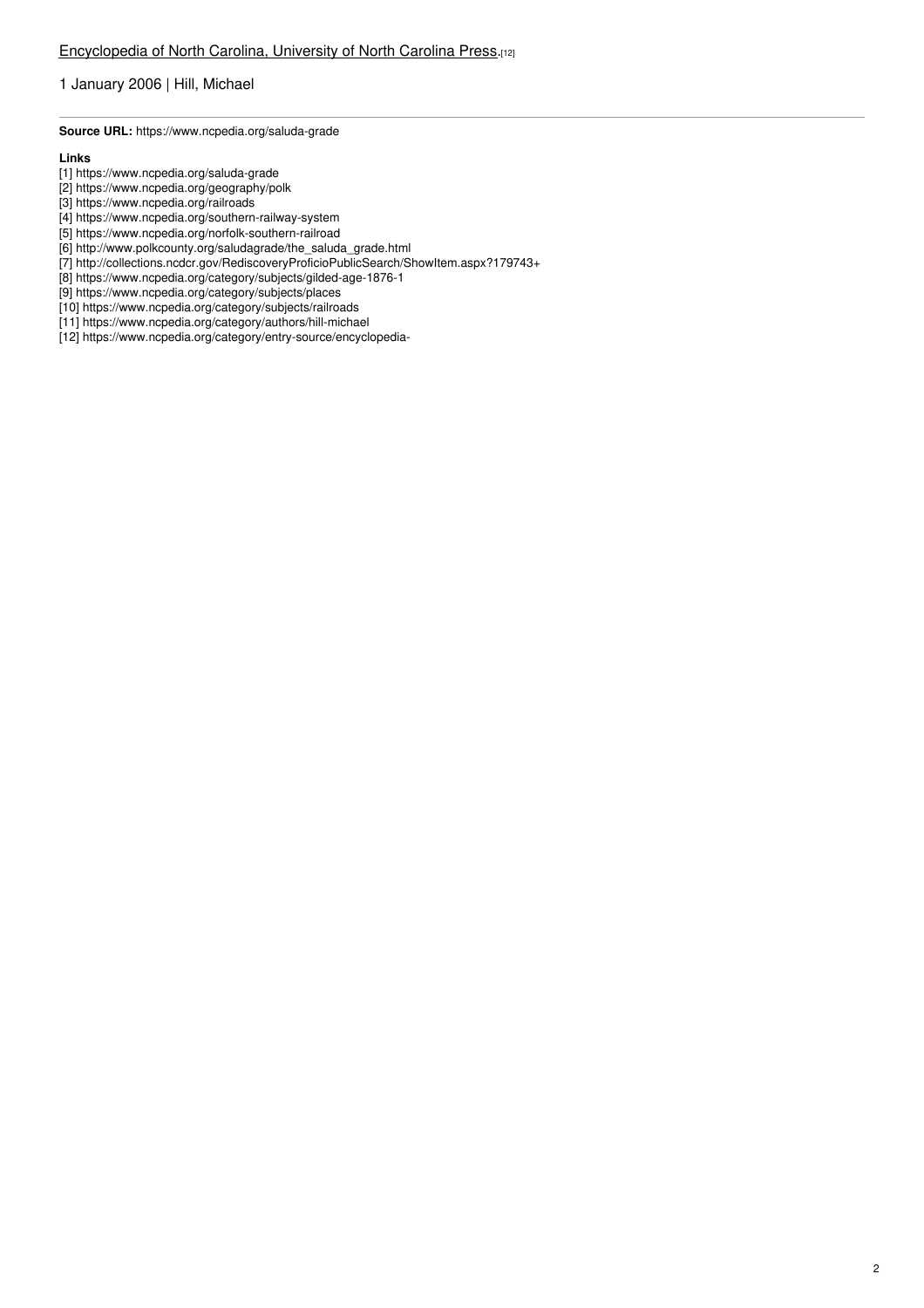Encyclopedia of North Carolina, University of North Carolina Press.[12]

1 January 2006 | Hill, Michael

---

**Source URL:** https://www.ncpedia.org/saluda-grade

**Links**

[1] https://www.ncpedia.org/saluda-grade
[2] https://www.ncpedia.org/geography/polk
[3] https://www.ncpedia.org/railroads
[4] https://www.ncpedia.org/southern-railway-system
[5] https://www.ncpedia.org/norfolk-southern-railroad
[6] http://www.polkcounty.org/saludagrade/the_saluda_grade.html
[7] http://collections.ncdcr.gov/RediscoveryProficioPublicSearch/ShowItem.aspx?179743+
[8] https://www.ncpedia.org/category/subjects/gilded-age-1876-1
[9] https://www.ncpedia.org/category/subjects/places
[10] https://www.ncpedia.org/category/subjects/railroads
[11] https://www.ncpedia.org/category/authors/hill-michael
[12] https://www.ncpedia.org/category/entry-source/encyclopedia-